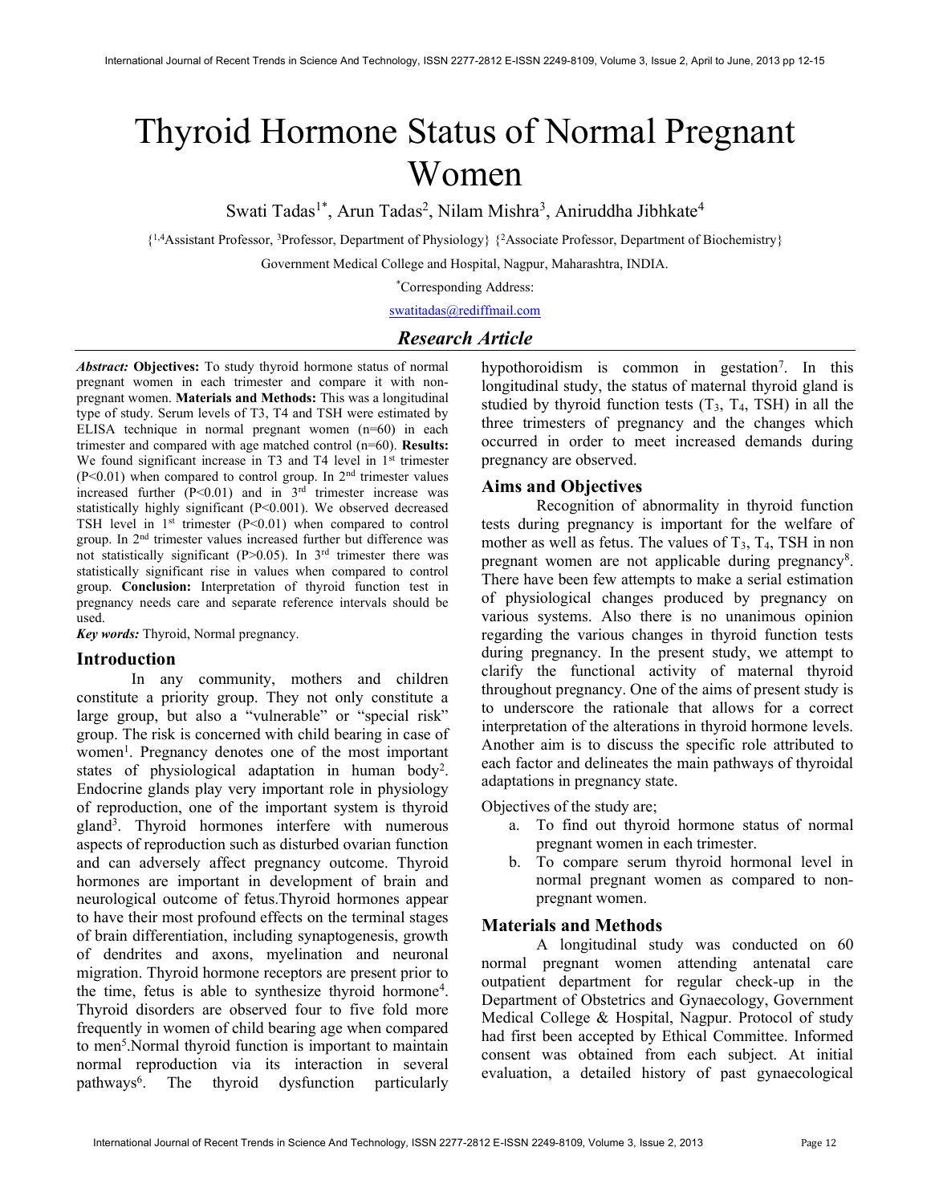# Thyroid Hormone Status of Normal Pregnant Women

Swati Tadas[1*], Arun Tadas[2], Nilam Mishra[3], Aniruddha Jibhkate[4]

{[1,4]Assistant Professor, [3]Professor, Department of Physiology} {[2]Associate Professor, Department of Biochemistry}

Government Medical College and Hospital, Nagpur, Maharashtra, INDIA.

[*]Corresponding Address:

swatitadas@rediffmail.com

## *Research Article*

***Abstract:*** **Objectives:** To study thyroid hormone status of normal pregnant women in each trimester and compare it with non-pregnant women. **Materials and Methods:** This was a longitudinal type of study. Serum levels of T3, T4 and TSH were estimated by ELISA technique in normal pregnant women (n=60) in each trimester and compared with age matched control (n=60). **Results:** We found significant increase in T3 and T4 level in 1[st] trimester ($P<0.01$) when compared to control group. In 2[nd] trimester values increased further ($P<0.01$) and in 3[rd] trimester increase was statistically highly significant ($P<0.001$). We observed decreased TSH level in 1[st] trimester ($P<0.01$) when compared to control group. In 2[nd] trimester values increased further but difference was not statistically significant ($P>0.05$). In 3[rd] trimester there was statistically significant rise in values when compared to control group. **Conclusion:** Interpretation of thyroid function test in pregnancy needs care and separate reference intervals should be used.

***Key words:*** Thyroid, Normal pregnancy.

## Introduction

In any community, mothers and children constitute a priority group. They not only constitute a large group, but also a "vulnerable" or "special risk" group. The risk is concerned with child bearing in case of women[1]. Pregnancy denotes one of the most important states of physiological adaptation in human body[2]. Endocrine glands play very important role in physiology of reproduction, one of the important system is thyroid gland[3]. Thyroid hormones interfere with numerous aspects of reproduction such as disturbed ovarian function and can adversely affect pregnancy outcome. Thyroid hormones are important in development of brain and neurological outcome of fetus.Thyroid hormones appear to have their most profound effects on the terminal stages of brain differentiation, including synaptogenesis, growth of dendrites and axons, myelination and neuronal migration. Thyroid hormone receptors are present prior to the time, fetus is able to synthesize thyroid hormone[4]. Thyroid disorders are observed four to five fold more frequently in women of child bearing age when compared to men[5].Normal thyroid function is important to maintain normal reproduction via its interaction in several pathways[6]. The thyroid dysfunction particularly hypothoroidism is common in gestation[7]. In this longitudinal study, the status of maternal thyroid gland is studied by thyroid function tests ($T_3$, $T_4$, TSH) in all the three trimesters of pregnancy and the changes which occurred in order to meet increased demands during pregnancy are observed.

## Aims and Objectives

Recognition of abnormality in thyroid function tests during pregnancy is important for the welfare of mother as well as fetus. The values of $T_3$, $T_4$, TSH in non pregnant women are not applicable during pregnancy[8]. There have been few attempts to make a serial estimation of physiological changes produced by pregnancy on various systems. Also there is no unanimous opinion regarding the various changes in thyroid function tests during pregnancy. In the present study, we attempt to clarify the functional activity of maternal thyroid throughout pregnancy. One of the aims of present study is to underscore the rationale that allows for a correct interpretation of the alterations in thyroid hormone levels. Another aim is to discuss the specific role attributed to each factor and delineates the main pathways of thyroidal adaptations in pregnancy state.

Objectives of the study are;

a. To find out thyroid hormone status of normal pregnant women in each trimester.
b. To compare serum thyroid hormonal level in normal pregnant women as compared to non-pregnant women.

## Materials and Methods

A longitudinal study was conducted on 60 normal pregnant women attending antenatal care outpatient department for regular check-up in the Department of Obstetrics and Gynaecology, Government Medical College & Hospital, Nagpur. Protocol of study had first been accepted by Ethical Committee. Informed consent was obtained from each subject. At initial evaluation, a detailed history of past gynaecological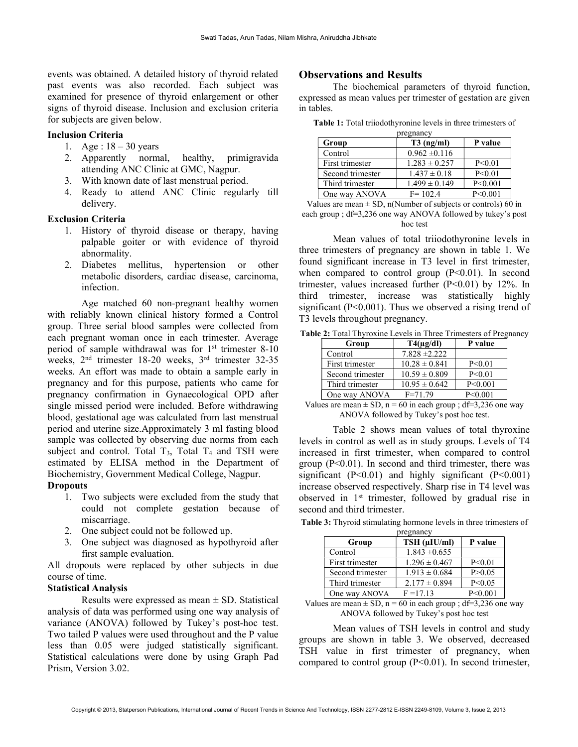events was obtained. A detailed history of thyroid related past events was also recorded. Each subject was examined for presence of thyroid enlargement or other signs of thyroid disease. Inclusion and exclusion criteria for subjects are given below.

### Inclusion Criteria

1. Age : 18 – 30 years
2. Apparently normal, healthy, primigravida attending ANC Clinic at GMC, Nagpur.
3. With known date of last menstrual period.
4. Ready to attend ANC Clinic regularly till delivery.

### Exclusion Criteria

1. History of thyroid disease or therapy, having palpable goiter or with evidence of thyroid abnormality.
2. Diabetes mellitus, hypertension or other metabolic disorders, cardiac disease, carcinoma, infection.

Age matched 60 non-pregnant healthy women with reliably known clinical history formed a Control group. Three serial blood samples were collected from each pregnant woman once in each trimester. Average period of sample withdrawal was for 1st trimester 8-10 weeks, 2nd trimester 18-20 weeks, 3rd trimester 32-35 weeks. An effort was made to obtain a sample early in pregnancy and for this purpose, patients who came for pregnancy confirmation in Gynaecological OPD after single missed period were included. Before withdrawing blood, gestational age was calculated from last menstrual period and uterine size.Approximately 3 ml fasting blood sample was collected by observing due norms from each subject and control. Total $T_3$, Total $T_4$ and TSH were estimated by ELISA method in the Department of Biochemistry, Government Medical College, Nagpur.

### Dropouts

1. Two subjects were excluded from the study that could not complete gestation because of miscarriage.
2. One subject could not be followed up.
3. One subject was diagnosed as hypothyroid after first sample evaluation.

All dropouts were replaced by other subjects in due course of time.

### Statistical Analysis

Results were expressed as mean ± SD. Statistical analysis of data was performed using one way analysis of variance (ANOVA) followed by Tukey's post-hoc test. Two tailed P values were used throughout and the P value less than 0.05 were judged statistically significant. Statistical calculations were done by using Graph Pad Prism, Version 3.02.

## Observations and Results

The biochemical parameters of thyroid function, expressed as mean values per trimester of gestation are given in tables.

**Table 1:** Total triiodothyronine levels in three trimesters of pregnancy

| Group | T3 (ng/ml) | P value |
|---|---|---|
| Control | 0.962 ±0.116 | |
| First trimester | 1.283 ± 0.257 | P<0.01 |
| Second trimester | 1.437 ± 0.18 | P<0.01 |
| Third trimester | 1.499 ± 0.149 | P<0.001 |
| One way ANOVA | F= 102.4 | P<0.001 |

Values are mean ± SD, n(Number of subjects or controls) 60 in each group ; df=3,236 one way ANOVA followed by tukey's post hoc test

Mean values of total triiodothyronine levels in three trimesters of pregnancy are shown in table 1. We found significant increase in T3 level in first trimester, when compared to control group (P<0.01). In second trimester, values increased further (P<0.01) by 12%. In third trimester, increase was statistically highly significant (P<0.001). Thus we observed a rising trend of T3 levels throughout pregnancy.

**Table 2:** Total Thyroxine Levels in Three Trimesters of Pregnancy

| Group | T4(μg/dl) | P value |
|---|---|---|
| Control | 7.828 ±2.222 | |
| First trimester | 10.28 ± 0.841 | P<0.01 |
| Second trimester | 10.59 ± 0.809 | P<0.01 |
| Third trimester | 10.95 ± 0.642 | P<0.001 |
| One way ANOVA | F=71.79 | P<0.001 |

Values are mean ± SD, n = 60 in each group ; df=3,236 one way ANOVA followed by Tukey's post hoc test.

Table 2 shows mean values of total thyroxine levels in control as well as in study groups. Levels of T4 increased in first trimester, when compared to control group (P<0.01). In second and third trimester, there was significant (P<0.01) and highly significant (P<0.001) increase observed respectively. Sharp rise in T4 level was observed in 1st trimester, followed by gradual rise in second and third trimester.

**Table 3:** Thyroid stimulating hormone levels in three trimesters of pregnancy

| Group | TSH (μIU/ml) | P value |
|---|---|---|
| Control | 1.843 ±0.655 | |
| First trimester | 1.296 ± 0.467 | P<0.01 |
| Second trimester | 1.913 ± 0.684 | P>0.05 |
| Third trimester | 2.177 ± 0.894 | P<0.05 |
| One way ANOVA | F =17.13 | P<0.001 |

Values are mean ± SD, n = 60 in each group ; df=3,236 one way ANOVA followed by Tukey's post hoc test

Mean values of TSH levels in control and study groups are shown in table 3. We observed, decreased TSH value in first trimester of pregnancy, when compared to control group (P<0.01). In second trimester,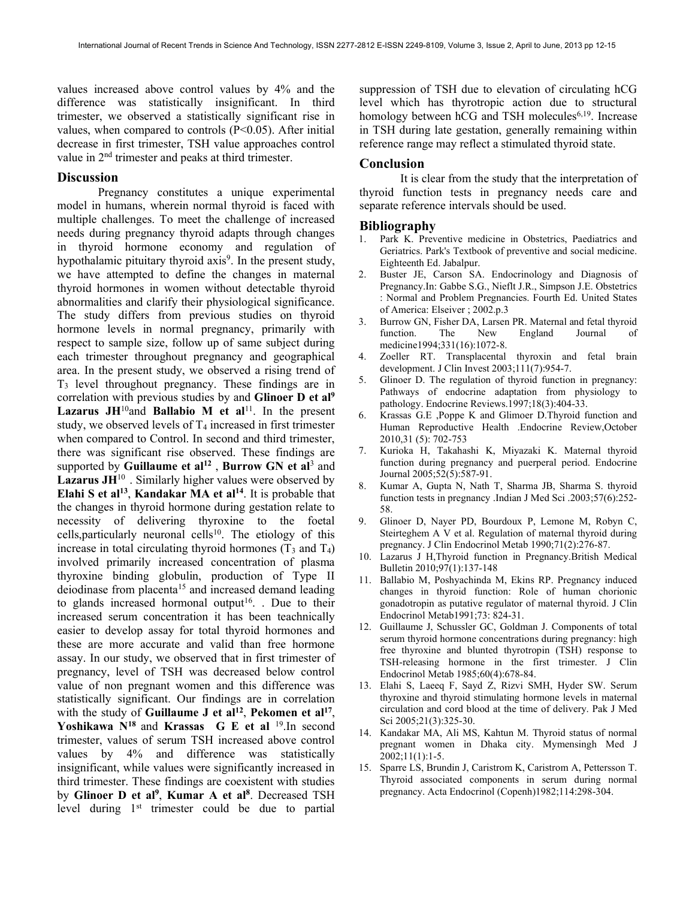values increased above control values by 4% and the difference was statistically insignificant. In third trimester, we observed a statistically significant rise in values, when compared to controls ($P<0.05$). After initial decrease in first trimester, TSH value approaches control value in 2nd trimester and peaks at third trimester.

## Discussion

Pregnancy constitutes a unique experimental model in humans, wherein normal thyroid is faced with multiple challenges. To meet the challenge of increased needs during pregnancy thyroid adapts through changes in thyroid hormone economy and regulation of hypothalamic pituitary thyroid axis[9]. In the present study, we have attempted to define the changes in maternal thyroid hormones in women without detectable thyroid abnormalities and clarify their physiological significance. The study differs from previous studies on thyroid hormone levels in normal pregnancy, primarily with respect to sample size, follow up of same subject during each trimester throughout pregnancy and geographical area. In the present study, we observed a rising trend of $T_3$ level throughout pregnancy. These findings are in correlation with previous studies by and **Glinoer D et al**[9] **Lazarus JH**[10] and **Ballabio M et al**[11]. In the present study, we observed levels of $T_4$ increased in first trimester when compared to Control. In second and third trimester, there was significant rise observed. These findings are supported by **Guillaume et al**[12] , **Burrow GN et al**[3] and **Lazarus JH**[10] . Similarly higher values were observed by **Elahi S et al**[13], **Kandakar MA et al**[14]. It is probable that the changes in thyroid hormone during gestation relate to necessity of delivering thyroxine to the foetal cells,particularly neuronal cells[10]. The etiology of this increase in total circulating thyroid hormones ($T_3$ and $T_4$) involved primarily increased concentration of plasma thyroxine binding globulin, production of Type II deiodinase from placenta[15] and increased demand leading to glands increased hormonal output[16]. . Due to their increased serum concentration it has been teachnically easier to develop assay for total thyroid hormones and these are more accurate and valid than free hormone assay. In our study, we observed that in first trimester of pregnancy, level of TSH was decreased below control value of non pregnant women and this difference was statistically significant. Our findings are in correlation with the study of **Guillaume J et al**[12], **Pekomen et al**[17], **Yoshikawa N**[18] and **Krassas G E et al** [19].In second trimester, values of serum TSH increased above control values by 4% and difference was statistically insignificant, while values were significantly increased in third trimester. These findings are coexistent with studies by **Glinoer D et al**[9], **Kumar A et al**[8]. Decreased TSH level during 1st trimester could be due to partial suppression of TSH due to elevation of circulating hCG level which has thyrotropic action due to structural homology between hCG and TSH molecules[6,19]. Increase in TSH during late gestation, generally remaining within reference range may reflect a stimulated thyroid state.

## Conclusion

It is clear from the study that the interpretation of thyroid function tests in pregnancy needs care and separate reference intervals should be used.

## Bibliography

1. Park K. Preventive medicine in Obstetrics, Paediatrics and Geriatrics. Park's Textbook of preventive and social medicine. Eighteenth Ed. Jabalpur.
2. Buster JE, Carson SA. Endocrinology and Diagnosis of Pregnancy.In: Gabbe S.G., Nieflt J.R., Simpson J.E. Obstetrics : Normal and Problem Pregnancies. Fourth Ed. United States of America: Elseiver ; 2002.p.3
3. Burrow GN, Fisher DA, Larsen PR. Maternal and fetal thyroid function. The New England Journal of medicine1994;331(16):1072-8.
4. Zoeller RT. Transplacental thyroxin and fetal brain development. J Clin Invest 2003;111(7):954-7.
5. Glinoer D. The regulation of thyroid function in pregnancy: Pathways of endocrine adaptation from physiology to pathology. Endocrine Reviews.1997;18(3):404-33.
6. Krassas G.E ,Poppe K and Glimoer D.Thyroid function and Human Reproductive Health .Endocrine Review,October 2010,31 (5): 702-753
7. Kurioka H, Takahashi K, Miyazaki K. Maternal thyroid function during pregnancy and puerperal period. Endocrine Journal 2005;52(5):587-91.
8. Kumar A, Gupta N, Nath T, Sharma JB, Sharma S. thyroid function tests in pregnancy .Indian J Med Sci .2003;57(6):252-58.
9. Glinoer D, Nayer PD, Bourdoux P, Lemone M, Robyn C, Steirteghem A V et al. Regulation of maternal thyroid during pregnancy. J Clin Endocrinol Metab 1990;71(2):276-87.
10. Lazarus J H,Thyroid function in Pregnancy.British Medical Bulletin 2010;97(1):137-148
11. Ballabio M, Poshyachinda M, Ekins RP. Pregnancy induced changes in thyroid function: Role of human chorionic gonadotropin as putative regulator of maternal thyroid. J Clin Endocrinol Metab1991;73: 824-31.
12. Guillaume J, Schussler GC, Goldman J. Components of total serum thyroid hormone concentrations during pregnancy: high free thyroxine and blunted thyrotropin (TSH) response to TSH-releasing hormone in the first trimester. J Clin Endocrinol Metab 1985;60(4):678-84.
13. Elahi S, Laeeq F, Sayd Z, Rizvi SMH, Hyder SW. Serum thyroxine and thyroid stimulating hormone levels in maternal circulation and cord blood at the time of delivery. Pak J Med Sci 2005;21(3):325-30.
14. Kandakar MA, Ali MS, Kahtun M. Thyroid status of normal pregnant women in Dhaka city. Mymensingh Med J 2002;11(1):1-5.
15. Sparre LS, Brundin J, Caristrom K, Caristrom A, Pettersson T. Thyroid associated components in serum during normal pregnancy. Acta Endocrinol (Copenh)1982;114:298-304.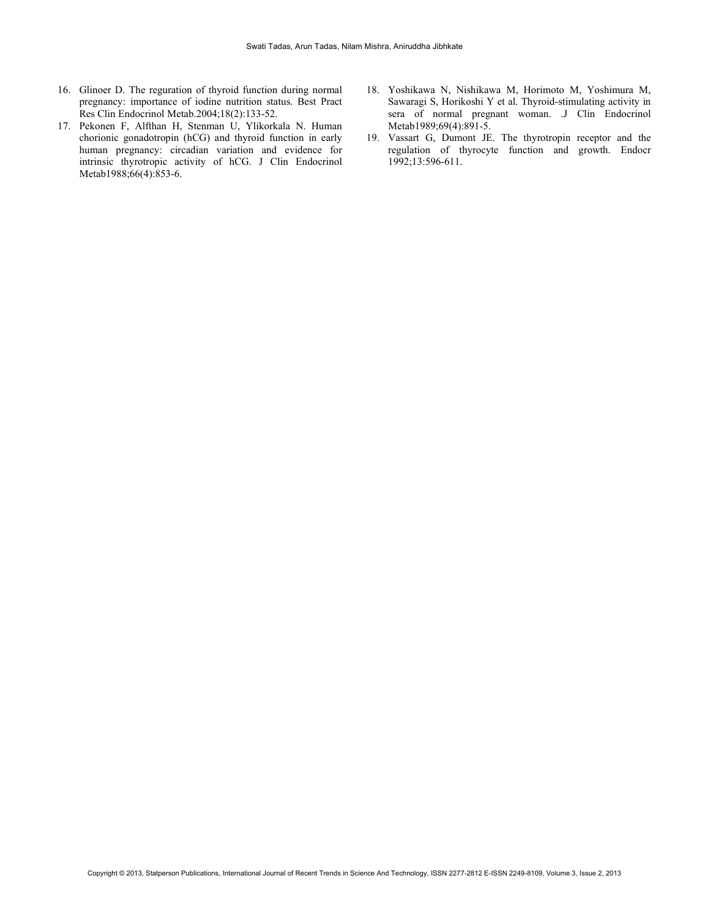16. Glinoer D. The reguration of thyroid function during normal pregnancy: importance of iodine nutrition status. Best Pract Res Clin Endocrinol Metab.2004;18(2):133-52.
17. Pekonen F, Alfthan H, Stenman U, Ylikorkala N. Human chorionic gonadotropin (hCG) and thyroid function in early human pregnancy: circadian variation and evidence for intrinsic thyrotropic activity of hCG. J Clin Endocrinol Metab1988;66(4):853-6.
18. Yoshikawa N, Nishikawa M, Horimoto M, Yoshimura M, Sawaragi S, Horikoshi Y et al. Thyroid-stimulating activity in sera of normal pregnant woman. .J Clin Endocrinol Metab1989;69(4):891-5.
19. Vassart G, Dumont JE. The thyrotropin receptor and the regulation of thyrocyte function and growth. Endocr 1992;13:596-611.